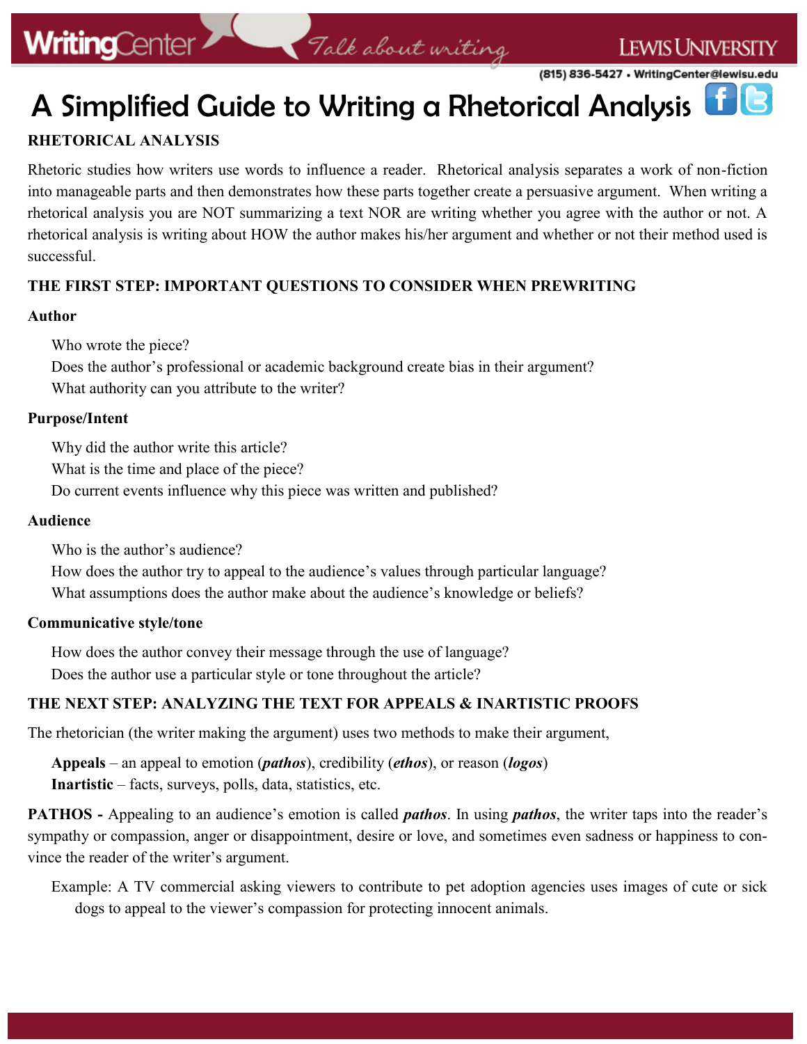# A Simplified Guide to Writing a Rhetorical Analysis

## RHETORICAL ANALYSIS

Rhetoric studies how writers use words to influence a reader. Rhetorical analysis separates a work of non-fiction into manageable parts and then demonstrates how these parts together create a persuasive argument. When writing a rhetorical analysis you are NOT summarizing a text NOR are writing whether you agree with the author or not. A rhetorical analysis is writing about HOW the author makes his/her argument and whether or not their method used is successful.

## THE FIRST STEP: IMPORTANT QUESTIONS TO CONSIDER WHEN PREWRITING

### Author

Who wrote the piece?
Does the author's professional or academic background create bias in their argument?
What authority can you attribute to the writer?

### Purpose/Intent

Why did the author write this article?
What is the time and place of the piece?
Do current events influence why this piece was written and published?

### Audience

Who is the author's audience?
How does the author try to appeal to the audience's values through particular language?
What assumptions does the author make about the audience's knowledge or beliefs?

### Communicative style/tone

How does the author convey their message through the use of language?
Does the author use a particular style or tone throughout the article?

## THE NEXT STEP: ANALYZING THE TEXT FOR APPEALS & INARTISTIC PROOFS

The rhetorician (the writer making the argument) uses two methods to make their argument,

**Appeals** – an appeal to emotion (***pathos***), credibility (***ethos***), or reason (***logos***)
**Inartistic** – facts, surveys, polls, data, statistics, etc.

**PATHOS -** Appealing to an audience's emotion is called ***pathos***. In using ***pathos***, the writer taps into the reader's sympathy or compassion, anger or disappointment, desire or love, and sometimes even sadness or happiness to convince the reader of the writer's argument.

Example: A TV commercial asking viewers to contribute to pet adoption agencies uses images of cute or sick dogs to appeal to the viewer's compassion for protecting innocent animals.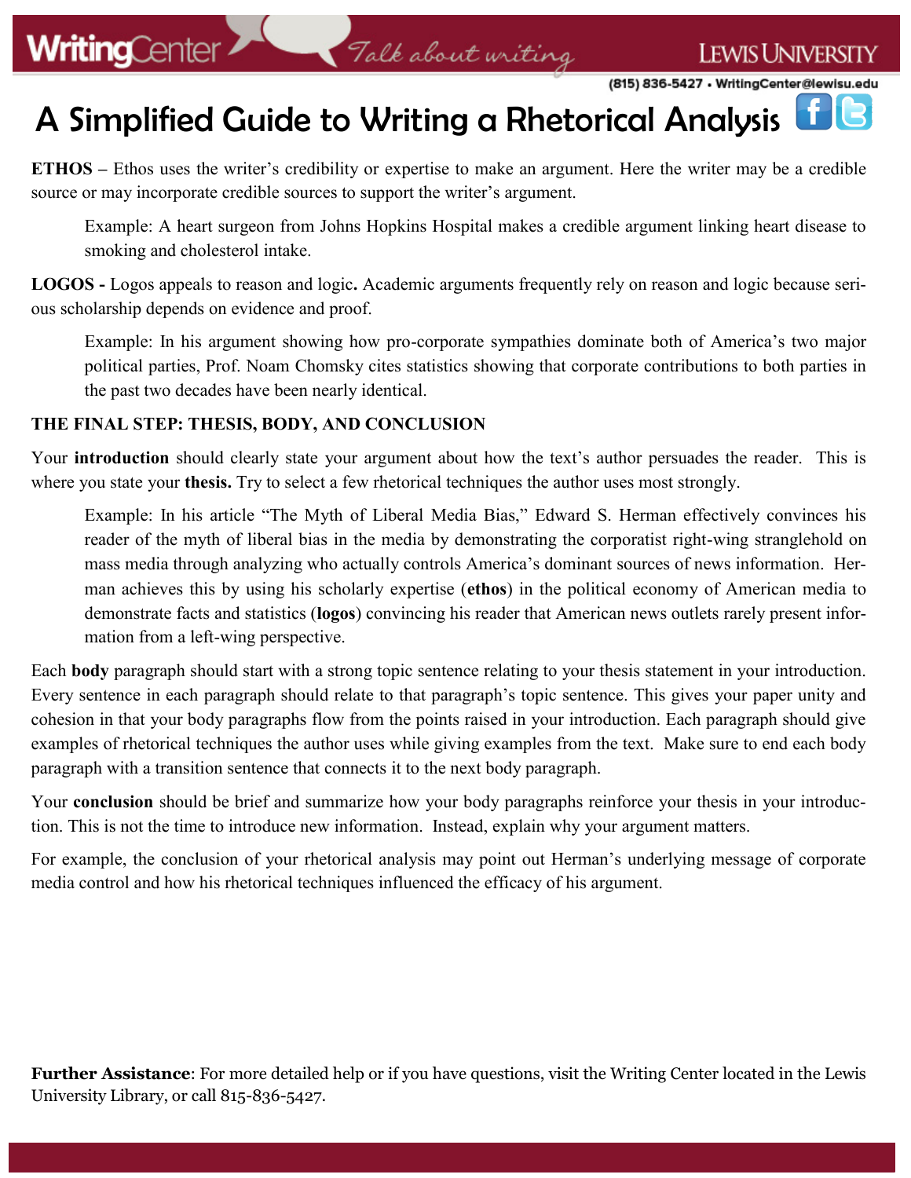# A Simplified Guide to Writing a Rhetorical Analysis

**ETHOS –** Ethos uses the writer's credibility or expertise to make an argument. Here the writer may be a credible source or may incorporate credible sources to support the writer's argument.

> Example: A heart surgeon from Johns Hopkins Hospital makes a credible argument linking heart disease to smoking and cholesterol intake.

**LOGOS -** Logos appeals to reason and logic**.** Academic arguments frequently rely on reason and logic because serious scholarship depends on evidence and proof.

> Example: In his argument showing how pro-corporate sympathies dominate both of America's two major political parties, Prof. Noam Chomsky cites statistics showing that corporate contributions to both parties in the past two decades have been nearly identical.

**THE FINAL STEP: THESIS, BODY, AND CONCLUSION**

Your **introduction** should clearly state your argument about how the text's author persuades the reader. This is where you state your **thesis.** Try to select a few rhetorical techniques the author uses most strongly.

> Example: In his article "The Myth of Liberal Media Bias," Edward S. Herman effectively convinces his reader of the myth of liberal bias in the media by demonstrating the corporatist right-wing stranglehold on mass media through analyzing who actually controls America's dominant sources of news information. Herman achieves this by using his scholarly expertise (**ethos**) in the political economy of American media to demonstrate facts and statistics (**logos**) convincing his reader that American news outlets rarely present information from a left-wing perspective.

Each **body** paragraph should start with a strong topic sentence relating to your thesis statement in your introduction. Every sentence in each paragraph should relate to that paragraph's topic sentence. This gives your paper unity and cohesion in that your body paragraphs flow from the points raised in your introduction. Each paragraph should give examples of rhetorical techniques the author uses while giving examples from the text. Make sure to end each body paragraph with a transition sentence that connects it to the next body paragraph.

Your **conclusion** should be brief and summarize how your body paragraphs reinforce your thesis in your introduction. This is not the time to introduce new information. Instead, explain why your argument matters.

For example, the conclusion of your rhetorical analysis may point out Herman's underlying message of corporate media control and how his rhetorical techniques influenced the efficacy of his argument.

**Further Assistance**: For more detailed help or if you have questions, visit the Writing Center located in the Lewis University Library, or call 815-836-5427.